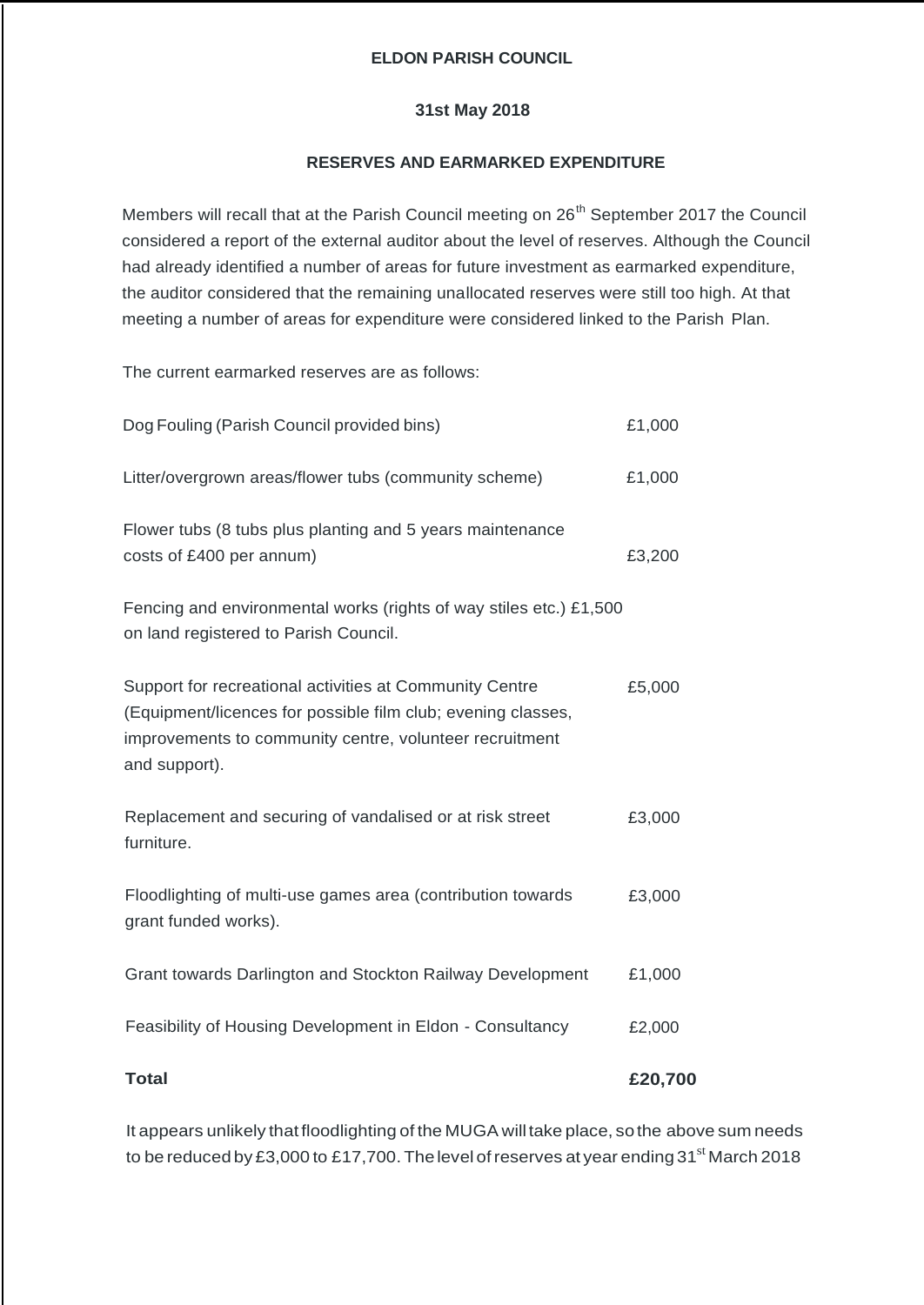**ELDON PARISH COUNCIL**

**31st May 2018**

**RESERVES AND EARMARKED EXPENDITURE**

Members will recall that at the Parish Council meeting on 26th September 2017 the Council considered a report of the external auditor about the level of reserves. Although the Council had already identified a number of areas for future investment as earmarked expenditure, the auditor considered that the remaining unallocated reserves were still too high. At that meeting a number of areas for expenditure were considered linked to the Parish Plan.

The current earmarked reserves are as follows:

| | |
|---|---|
| Dog Fouling (Parish Council provided bins) | £1,000 |
| Litter/overgrown areas/flower tubs (community scheme) | £1,000 |
| Flower tubs (8 tubs plus planting and 5 years maintenance costs of £400 per annum) | £3,200 |
| Fencing and environmental works (rights of way stiles etc.) on land registered to Parish Council. | £1,500 |
| Support for recreational activities at Community Centre (Equipment/licences for possible film club; evening classes, improvements to community centre, volunteer recruitment and support). | £5,000 |
| Replacement and securing of vandalised or at risk street furniture. | £3,000 |
| Floodlighting of multi-use games area (contribution towards grant funded works). | £3,000 |
| Grant towards Darlington and Stockton Railway Development | £1,000 |
| Feasibility of Housing Development in Eldon - Consultancy | £2,000 |
| **Total** | **£20,700** |

It appears unlikely that floodlighting of the MUGA will take place, so the above sum needs to be reduced by £3,000 to £17,700. The level of reserves at year ending 31st March 2018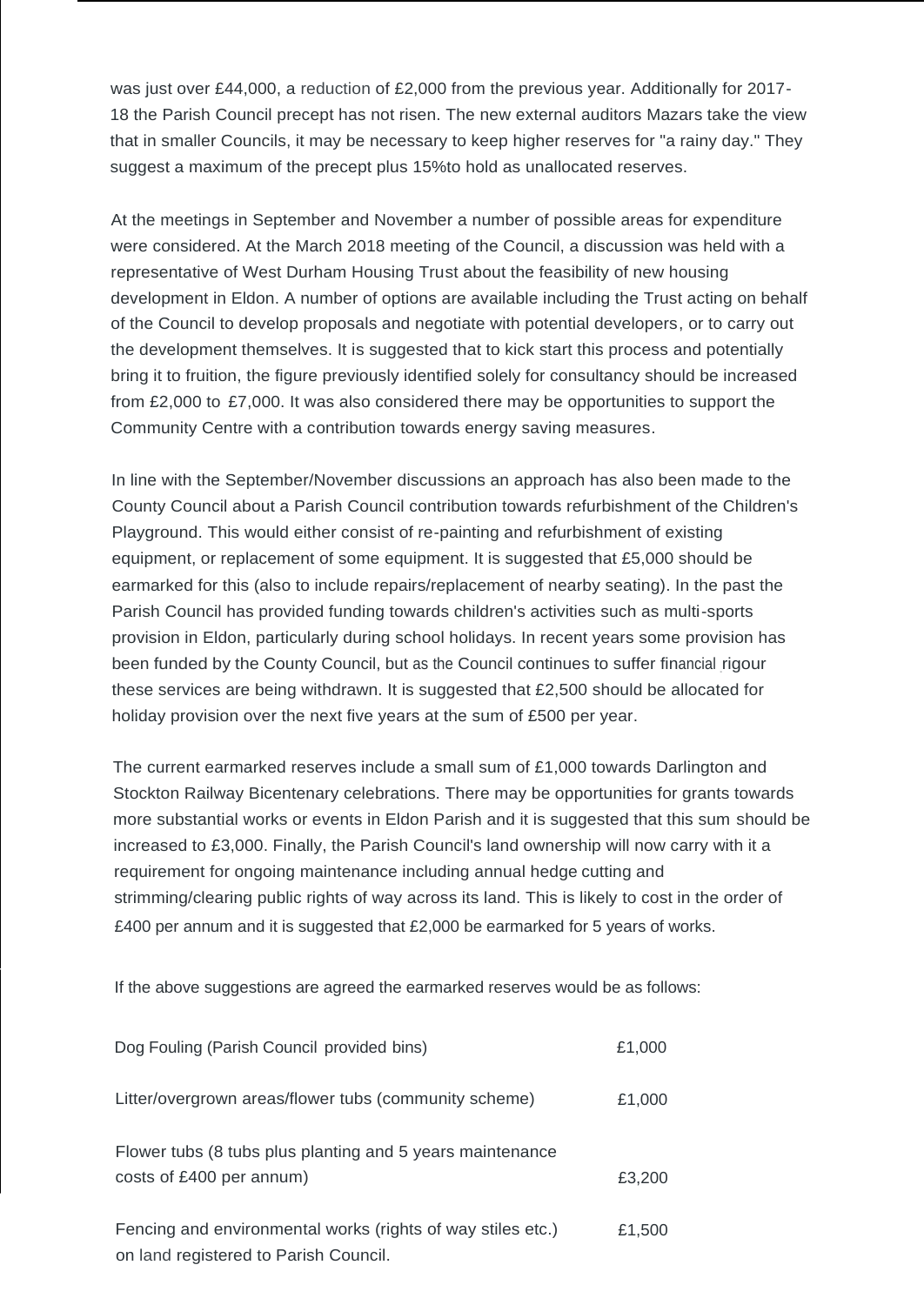was just over £44,000, a reduction of £2,000 from the previous year. Additionally for 2017-18 the Parish Council precept has not risen. The new external auditors Mazars take the view that in smaller Councils, it may be necessary to keep higher reserves for "a rainy day." They suggest a maximum of the precept plus 15%to hold as unallocated reserves.

At the meetings in September and November a number of possible areas for expenditure were considered. At the March 2018 meeting of the Council, a discussion was held with a representative of West Durham Housing Trust about the feasibility of new housing development in Eldon. A number of options are available including the Trust acting on behalf of the Council to develop proposals and negotiate with potential developers, or to carry out the development themselves. It is suggested that to kick start this process and potentially bring it to fruition, the figure previously identified solely for consultancy should be increased from £2,000 to £7,000. It was also considered there may be opportunities to support the Community Centre with a contribution towards energy saving measures.

In line with the September/November discussions an approach has also been made to the County Council about a Parish Council contribution towards refurbishment of the Children's Playground. This would either consist of re-painting and refurbishment of existing equipment, or replacement of some equipment. It is suggested that £5,000 should be earmarked for this (also to include repairs/replacement of nearby seating). In the past the Parish Council has provided funding towards children's activities such as multi-sports provision in Eldon, particularly during school holidays. In recent years some provision has been funded by the County Council, but as the Council continues to suffer financial rigour these services are being withdrawn. It is suggested that £2,500 should be allocated for holiday provision over the next five years at the sum of £500 per year.

The current earmarked reserves include a small sum of £1,000 towards Darlington and Stockton Railway Bicentenary celebrations. There may be opportunities for grants towards more substantial works or events in Eldon Parish and it is suggested that this sum should be increased to £3,000. Finally, the Parish Council's land ownership will now carry with it a requirement for ongoing maintenance including annual hedge cutting and strimming/clearing public rights of way across its land. This is likely to cost in the order of £400 per annum and it is suggested that £2,000 be earmarked for 5 years of works.

If the above suggestions are agreed the earmarked reserves would be as follows:

| | |
|---|---|
| Dog Fouling (Parish Council provided bins) | £1,000 |
| Litter/overgrown areas/flower tubs (community scheme) | £1,000 |
| Flower tubs (8 tubs plus planting and 5 years maintenance costs of £400 per annum) | £3,200 |
| Fencing and environmental works (rights of way stiles etc.) on land registered to Parish Council. | £1,500 |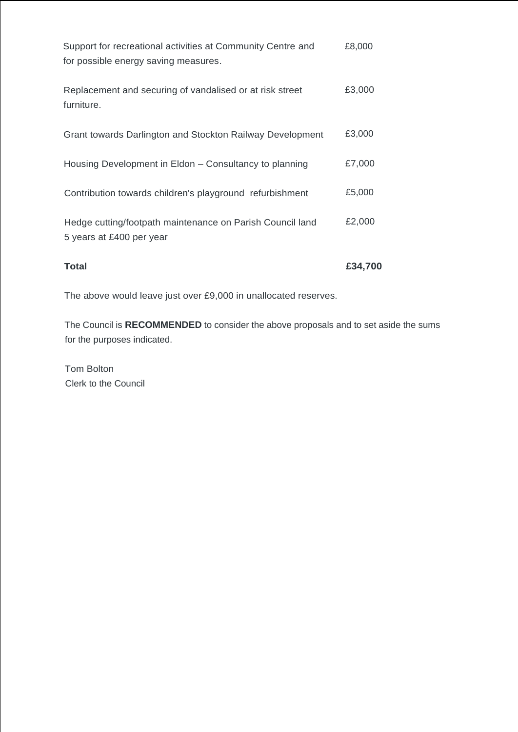| | |
|---|---|
| Support for recreational activities at Community Centre and for possible energy saving measures. | £8,000 |
| Replacement and securing of vandalised or at risk street furniture. | £3,000 |
| Grant towards Darlington and Stockton Railway Development | £3,000 |
| Housing Development in Eldon – Consultancy to planning | £7,000 |
| Contribution towards children's playground refurbishment | £5,000 |
| Hedge cutting/footpath maintenance on Parish Council land 5 years at £400 per year | £2,000 |
| **Total** | **£34,700** |

The above would leave just over £9,000 in unallocated reserves.

The Council is **RECOMMENDED** to consider the above proposals and to set aside the sums for the purposes indicated.

Tom Bolton  
Clerk to the Council